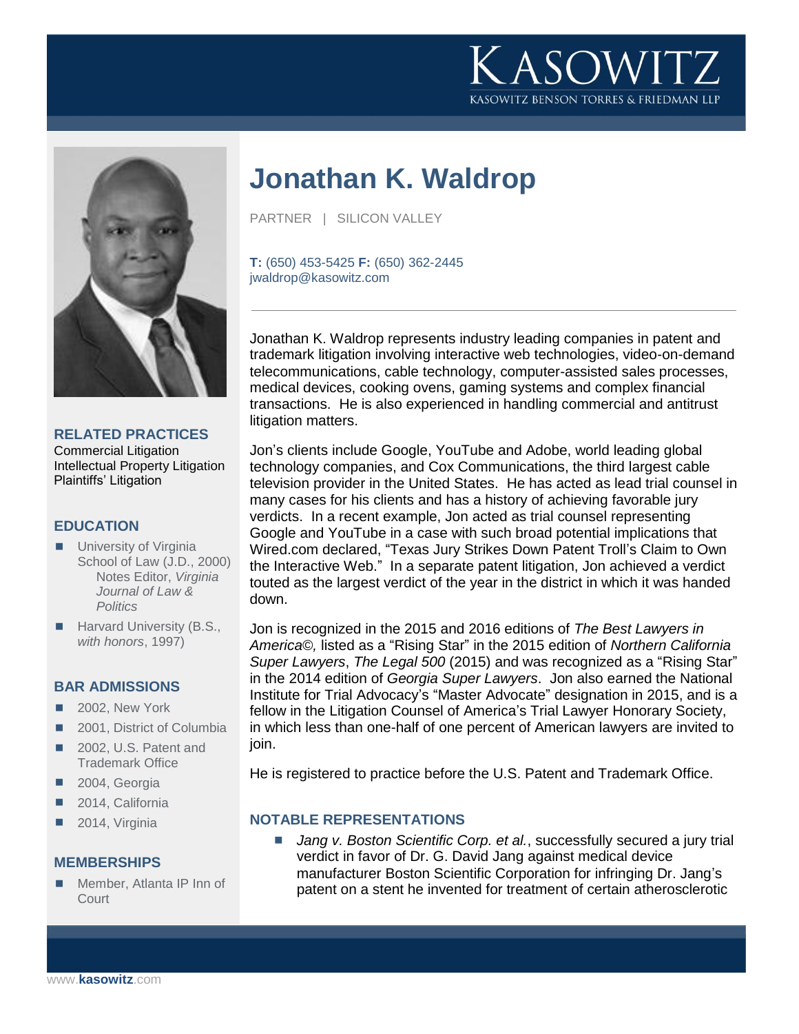# Jonathan K. Waldrop

PARTNER | SILICON VALLEY

**T:** (650) 453-5425 **F:** (650) 362-2445
jwaldrop@kasowitz.com

Jonathan K. Waldrop represents industry leading companies in patent and trademark litigation involving interactive web technologies, video-on-demand telecommunications, cable technology, computer-assisted sales processes, medical devices, cooking ovens, gaming systems and complex financial transactions. He is also experienced in handling commercial and antitrust litigation matters.

Jon's clients include Google, YouTube and Adobe, world leading global technology companies, and Cox Communications, the third largest cable television provider in the United States. He has acted as lead trial counsel in many cases for his clients and has a history of achieving favorable jury verdicts. In a recent example, Jon acted as trial counsel representing Google and YouTube in a case with such broad potential implications that Wired.com declared, "Texas Jury Strikes Down Patent Troll's Claim to Own the Interactive Web." In a separate patent litigation, Jon achieved a verdict touted as the largest verdict of the year in the district in which it was handed down.

Jon is recognized in the 2015 and 2016 editions of *The Best Lawyers in America©,* listed as a "Rising Star" in the 2015 edition of *Northern California Super Lawyers*, *The Legal 500* (2015) and was recognized as a "Rising Star" in the 2014 edition of *Georgia Super Lawyers*. Jon also earned the National Institute for Trial Advocacy's "Master Advocate" designation in 2015, and is a fellow in the Litigation Counsel of America's Trial Lawyer Honorary Society, in which less than one-half of one percent of American lawyers are invited to join.

He is registered to practice before the U.S. Patent and Trademark Office.

## RELATED PRACTICES

Commercial Litigation
Intellectual Property Litigation
Plaintiffs' Litigation

## EDUCATION

- University of Virginia School of Law (J.D., 2000)
  - Notes Editor, *Virginia Journal of Law & Politics*
- Harvard University (B.S., *with honors*, 1997)

## BAR ADMISSIONS

- 2002, New York
- 2001, District of Columbia
- 2002, U.S. Patent and Trademark Office
- 2004, Georgia
- 2014, California
- 2014, Virginia

## MEMBERSHIPS

- Member, Atlanta IP Inn of Court

## NOTABLE REPRESENTATIONS

- *Jang v. Boston Scientific Corp. et al.*, successfully secured a jury trial verdict in favor of Dr. G. David Jang against medical device manufacturer Boston Scientific Corporation for infringing Dr. Jang's patent on a stent he invented for treatment of certain atherosclerotic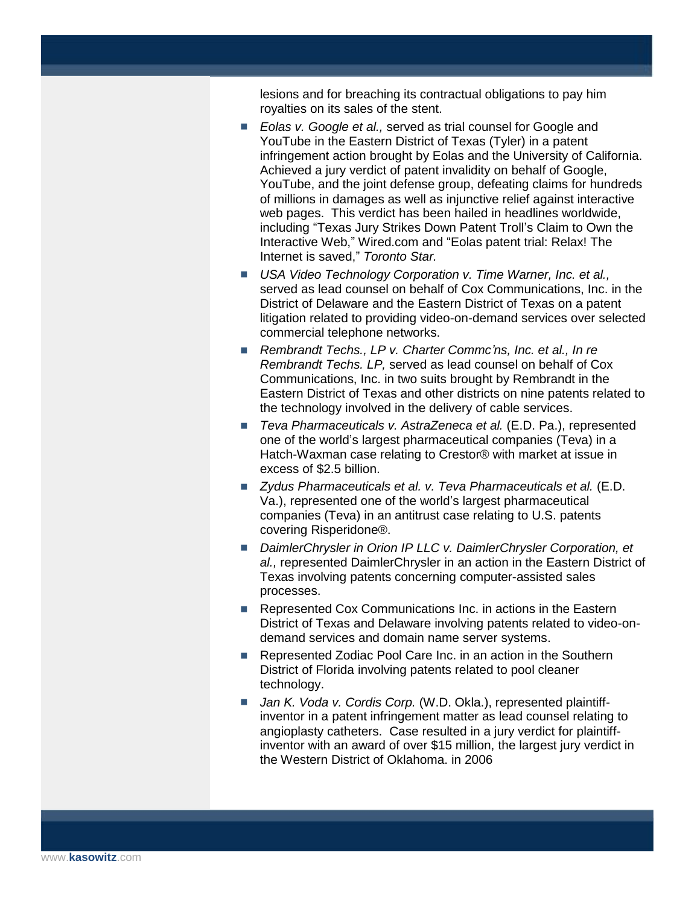lesions and for breaching its contractual obligations to pay him royalties on its sales of the stent.

- *Eolas v. Google et al.,* served as trial counsel for Google and YouTube in the Eastern District of Texas (Tyler) in a patent infringement action brought by Eolas and the University of California. Achieved a jury verdict of patent invalidity on behalf of Google, YouTube, and the joint defense group, defeating claims for hundreds of millions in damages as well as injunctive relief against interactive web pages. This verdict has been hailed in headlines worldwide, including "Texas Jury Strikes Down Patent Troll's Claim to Own the Interactive Web," Wired.com and "Eolas patent trial: Relax! The Internet is saved," *Toronto Star.*
- *USA Video Technology Corporation v. Time Warner, Inc. et al.,* served as lead counsel on behalf of Cox Communications, Inc. in the District of Delaware and the Eastern District of Texas on a patent litigation related to providing video-on-demand services over selected commercial telephone networks.
- *Rembrandt Techs., LP v. Charter Commc'ns, Inc. et al., In re Rembrandt Techs. LP,* served as lead counsel on behalf of Cox Communications, Inc. in two suits brought by Rembrandt in the Eastern District of Texas and other districts on nine patents related to the technology involved in the delivery of cable services.
- *Teva Pharmaceuticals v. AstraZeneca et al.* (E.D. Pa.), represented one of the world's largest pharmaceutical companies (Teva) in a Hatch-Waxman case relating to Crestor® with market at issue in excess of $2.5 billion.
- *Zydus Pharmaceuticals et al. v. Teva Pharmaceuticals et al.* (E.D. Va.), represented one of the world's largest pharmaceutical companies (Teva) in an antitrust case relating to U.S. patents covering Risperidone®.
- *DaimlerChrysler in Orion IP LLC v. DaimlerChrysler Corporation, et al.,* represented DaimlerChrysler in an action in the Eastern District of Texas involving patents concerning computer-assisted sales processes.
- Represented Cox Communications Inc. in actions in the Eastern District of Texas and Delaware involving patents related to video-on-demand services and domain name server systems.
- Represented Zodiac Pool Care Inc. in an action in the Southern District of Florida involving patents related to pool cleaner technology.
- *Jan K. Voda v. Cordis Corp.* (W.D. Okla.), represented plaintiff-inventor in a patent infringement matter as lead counsel relating to angioplasty catheters. Case resulted in a jury verdict for plaintiff-inventor with an award of over $15 million, the largest jury verdict in the Western District of Oklahoma. in 2006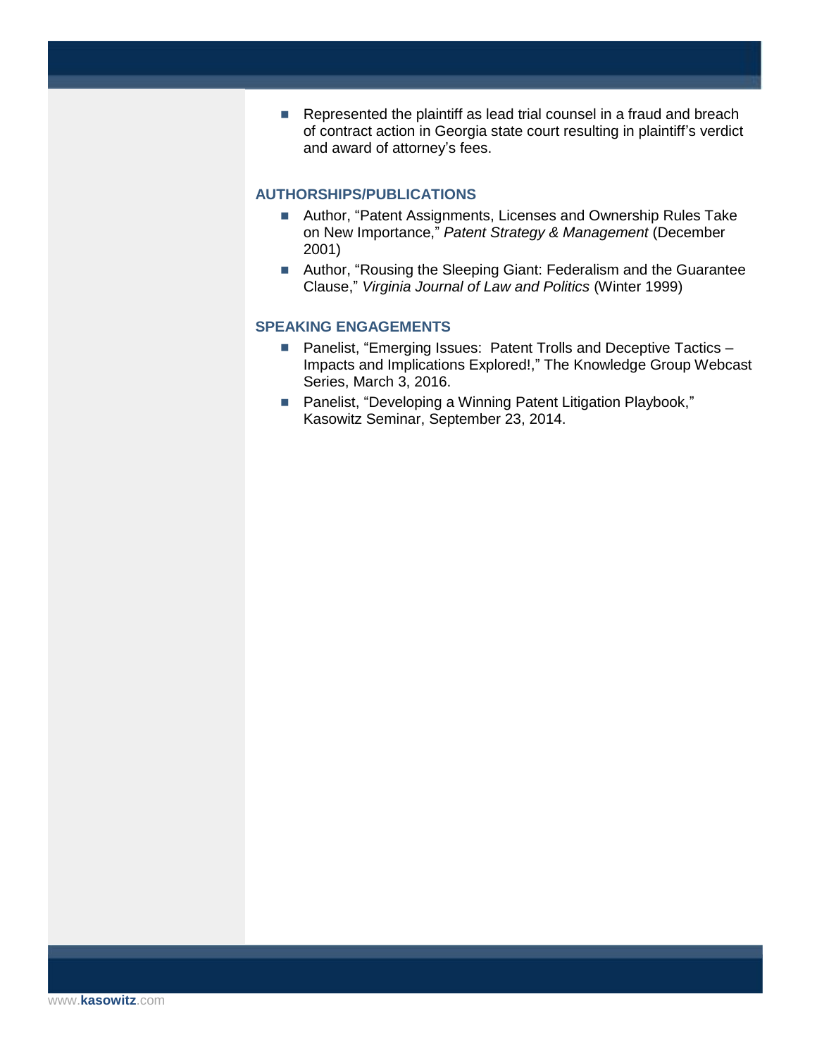- Represented the plaintiff as lead trial counsel in a fraud and breach of contract action in Georgia state court resulting in plaintiff's verdict and award of attorney's fees.

## AUTHORSHIPS/PUBLICATIONS

- Author, "Patent Assignments, Licenses and Ownership Rules Take on New Importance," *Patent Strategy & Management* (December 2001)
- Author, "Rousing the Sleeping Giant: Federalism and the Guarantee Clause," *Virginia Journal of Law and Politics* (Winter 1999)

## SPEAKING ENGAGEMENTS

- Panelist, "Emerging Issues: Patent Trolls and Deceptive Tactics – Impacts and Implications Explored!," The Knowledge Group Webcast Series, March 3, 2016.
- Panelist, "Developing a Winning Patent Litigation Playbook," Kasowitz Seminar, September 23, 2014.